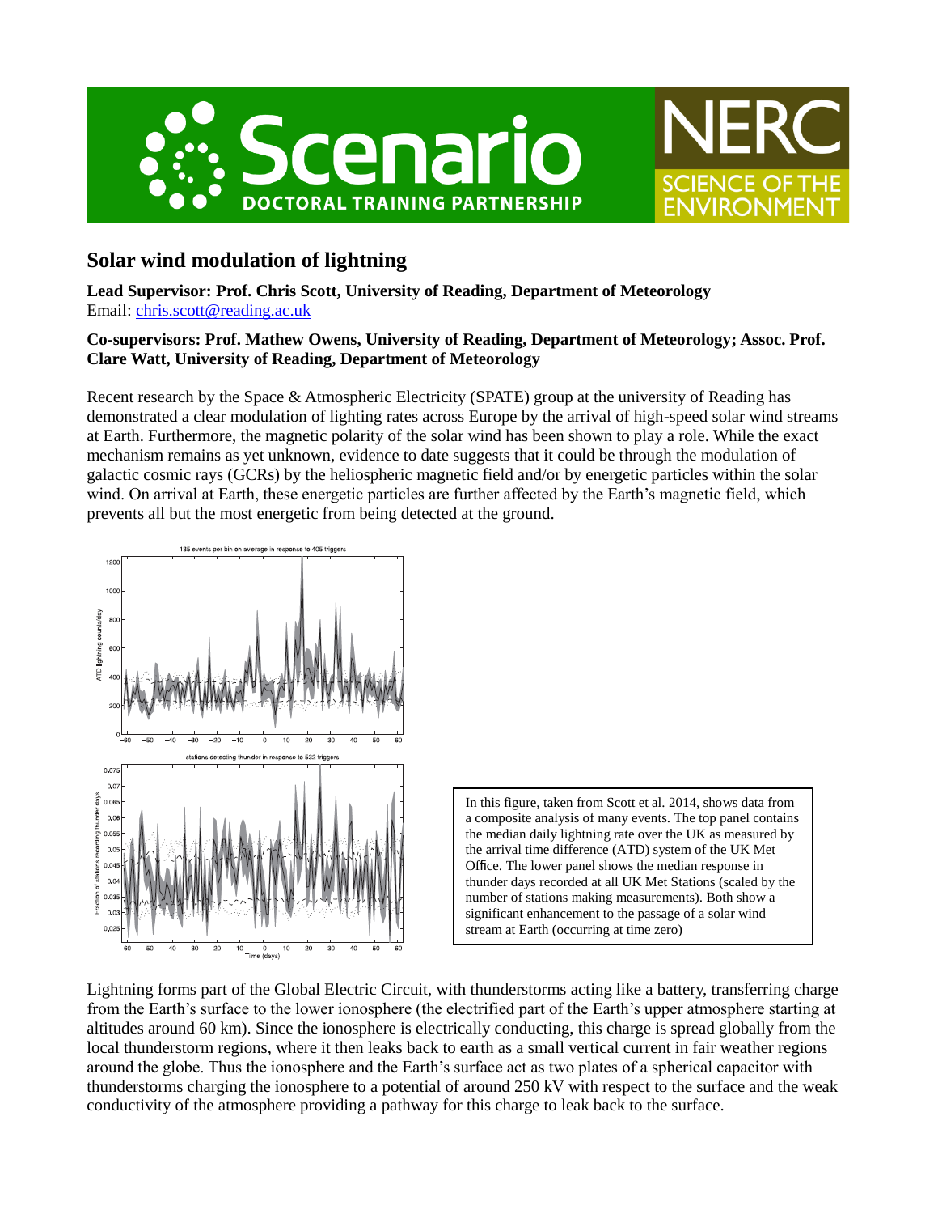# Solar wind modulation of lightning

**Lead Supervisor: Prof. Chris Scott, University of Reading, Department of Meteorology**
Email: chris.scott@reading.ac.uk

**Co-supervisors: Prof. Mathew Owens, University of Reading, Department of Meteorology; Assoc. Prof. Clare Watt, University of Reading, Department of Meteorology**

Recent research by the Space & Atmospheric Electricity (SPATE) group at the university of Reading has demonstrated a clear modulation of lighting rates across Europe by the arrival of high-speed solar wind streams at Earth. Furthermore, the magnetic polarity of the solar wind has been shown to play a role. While the exact mechanism remains as yet unknown, evidence to date suggests that it could be through the modulation of galactic cosmic rays (GCRs) by the heliospheric magnetic field and/or by energetic particles within the solar wind. On arrival at Earth, these energetic particles are further affected by the Earth's magnetic field, which prevents all but the most energetic from being detected at the ground.

In this figure, taken from Scott et al. 2014, shows data from a composite analysis of many events. The top panel contains the median daily lightning rate over the UK as measured by the arrival time difference (ATD) system of the UK Met Office. The lower panel shows the median response in thunder days recorded at all UK Met Stations (scaled by the number of stations making measurements). Both show a significant enhancement to the passage of a solar wind stream at Earth (occurring at time zero)

Lightning forms part of the Global Electric Circuit, with thunderstorms acting like a battery, transferring charge from the Earth's surface to the lower ionosphere (the electrified part of the Earth's upper atmosphere starting at altitudes around 60 km). Since the ionosphere is electrically conducting, this charge is spread globally from the local thunderstorm regions, where it then leaks back to earth as a small vertical current in fair weather regions around the globe. Thus the ionosphere and the Earth's surface act as two plates of a spherical capacitor with thunderstorms charging the ionosphere to a potential of around 250 kV with respect to the surface and the weak conductivity of the atmosphere providing a pathway for this charge to leak back to the surface.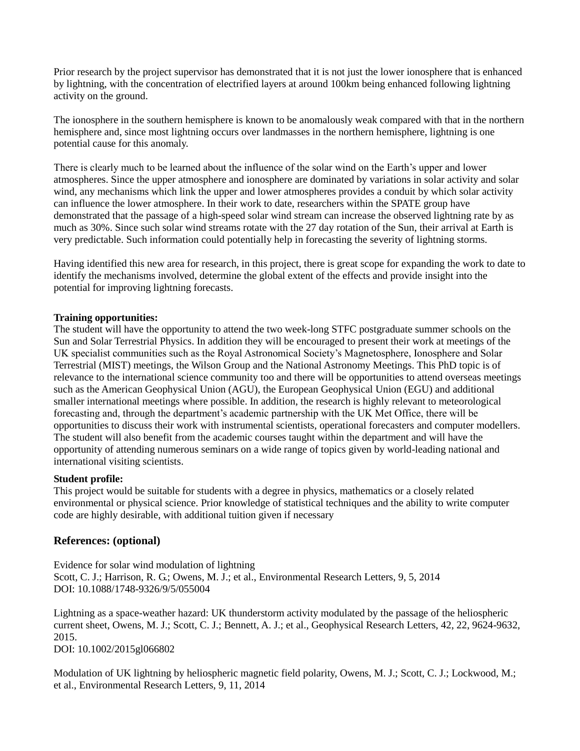Prior research by the project supervisor has demonstrated that it is not just the lower ionosphere that is enhanced by lightning, with the concentration of electrified layers at around 100km being enhanced following lightning activity on the ground.

The ionosphere in the southern hemisphere is known to be anomalously weak compared with that in the northern hemisphere and, since most lightning occurs over landmasses in the northern hemisphere, lightning is one potential cause for this anomaly.

There is clearly much to be learned about the influence of the solar wind on the Earth's upper and lower atmospheres. Since the upper atmosphere and ionosphere are dominated by variations in solar activity and solar wind, any mechanisms which link the upper and lower atmospheres provides a conduit by which solar activity can influence the lower atmosphere. In their work to date, researchers within the SPATE group have demonstrated that the passage of a high-speed solar wind stream can increase the observed lightning rate by as much as 30%. Since such solar wind streams rotate with the 27 day rotation of the Sun, their arrival at Earth is very predictable. Such information could potentially help in forecasting the severity of lightning storms.

Having identified this new area for research, in this project, there is great scope for expanding the work to date to identify the mechanisms involved, determine the global extent of the effects and provide insight into the potential for improving lightning forecasts.

**Training opportunities:**
The student will have the opportunity to attend the two week-long STFC postgraduate summer schools on the Sun and Solar Terrestrial Physics. In addition they will be encouraged to present their work at meetings of the UK specialist communities such as the Royal Astronomical Society's Magnetosphere, Ionosphere and Solar Terrestrial (MIST) meetings, the Wilson Group and the National Astronomy Meetings. This PhD topic is of relevance to the international science community too and there will be opportunities to attend overseas meetings such as the American Geophysical Union (AGU), the European Geophysical Union (EGU) and additional smaller international meetings where possible. In addition, the research is highly relevant to meteorological forecasting and, through the department's academic partnership with the UK Met Office, there will be opportunities to discuss their work with instrumental scientists, operational forecasters and computer modellers. The student will also benefit from the academic courses taught within the department and will have the opportunity of attending numerous seminars on a wide range of topics given by world-leading national and international visiting scientists.

**Student profile:**
This project would be suitable for students with a degree in physics, mathematics or a closely related environmental or physical science. Prior knowledge of statistical techniques and the ability to write computer code are highly desirable, with additional tuition given if necessary

## References: (optional)

Evidence for solar wind modulation of lightning
Scott, C. J.; Harrison, R. G.; Owens, M. J.; et al., Environmental Research Letters, 9, 5, 2014
DOI: 10.1088/1748-9326/9/5/055004

Lightning as a space-weather hazard: UK thunderstorm activity modulated by the passage of the heliospheric current sheet, Owens, M. J.; Scott, C. J.; Bennett, A. J.; et al., Geophysical Research Letters, 42, 22, 9624-9632, 2015.
DOI: 10.1002/2015gl066802

Modulation of UK lightning by heliospheric magnetic field polarity, Owens, M. J.; Scott, C. J.; Lockwood, M.; et al., Environmental Research Letters, 9, 11, 2014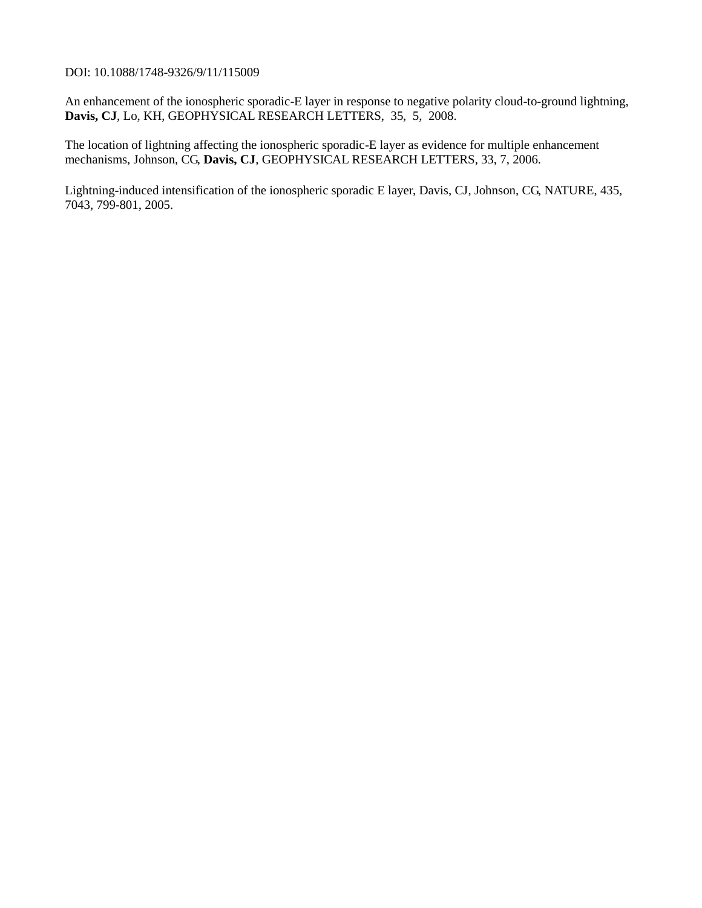DOI: 10.1088/1748-9326/9/11/115009

An enhancement of the ionospheric sporadic-E layer in response to negative polarity cloud-to-ground lightning, **Davis, CJ**, Lo, KH, GEOPHYSICAL RESEARCH LETTERS, 35, 5, 2008.

The location of lightning affecting the ionospheric sporadic-E layer as evidence for multiple enhancement mechanisms, Johnson, CG, **Davis, CJ**, GEOPHYSICAL RESEARCH LETTERS, 33, 7, 2006.

Lightning-induced intensification of the ionospheric sporadic E layer, Davis, CJ, Johnson, CG, NATURE, 435, 7043, 799-801, 2005.